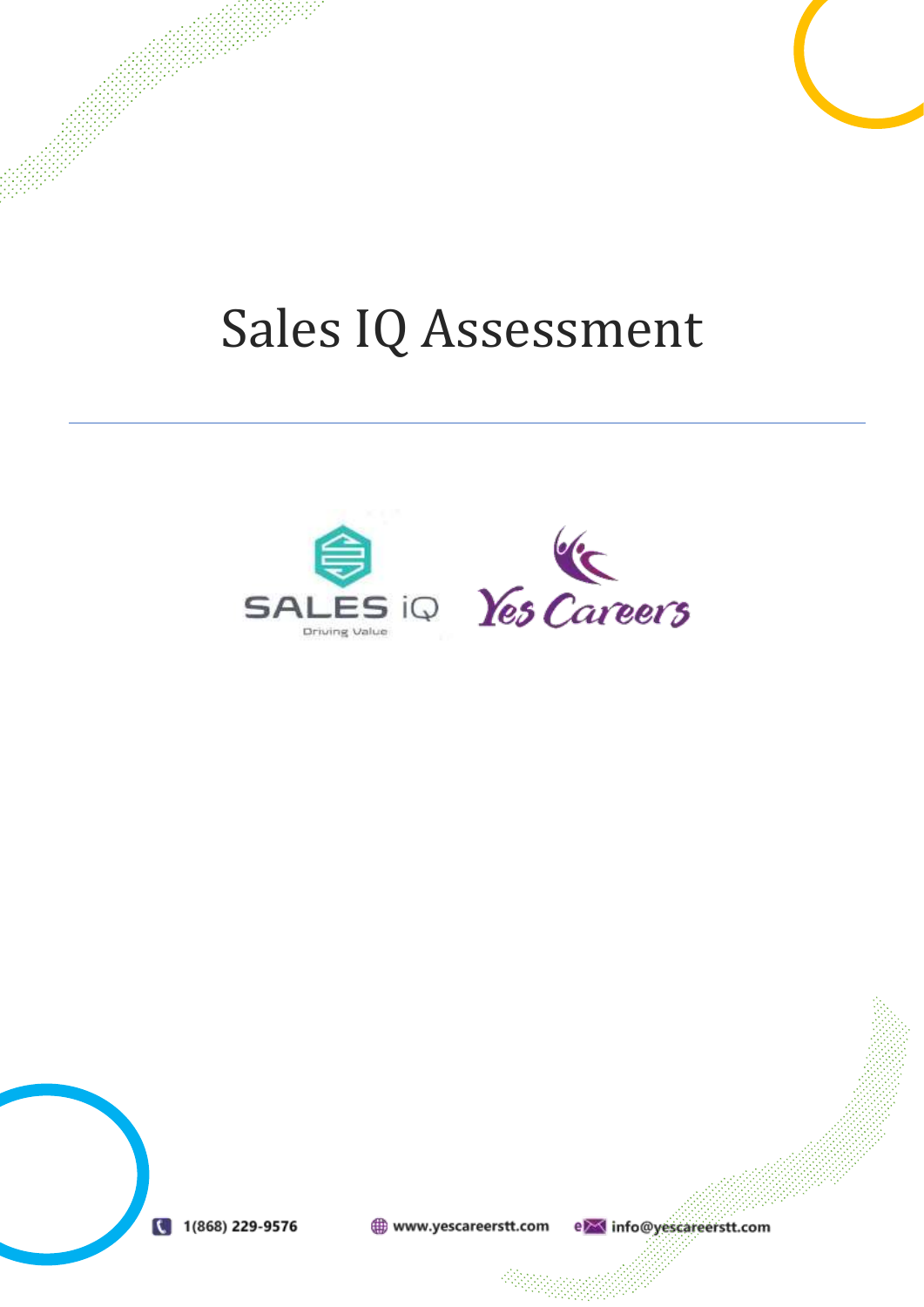# Sales IQ Assessment

---

SALES iQ

Driving Value

Yes Careers

1(868) 229-9576 www.yescareerstt.com info@yescareerstt.com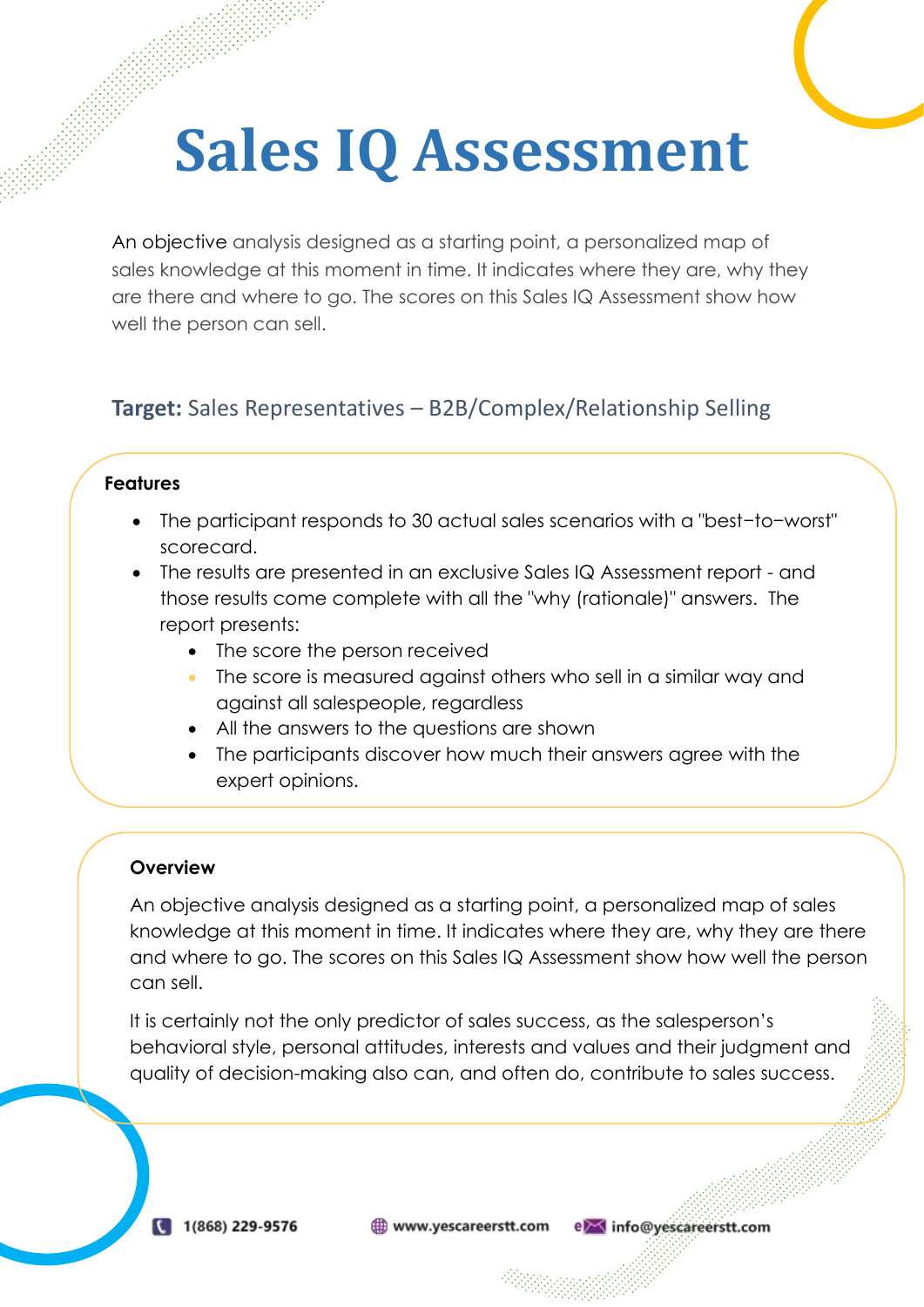# Sales IQ Assessment

An objective analysis designed as a starting point, a personalized map of sales knowledge at this moment in time. It indicates where they are, why they are there and where to go. The scores on this Sales IQ Assessment show how well the person can sell.

**Target:** Sales Representatives – B2B/Complex/Relationship Selling

**Features**

- The participant responds to 30 actual sales scenarios with a "best−to−worst" scorecard.
- The results are presented in an exclusive Sales IQ Assessment report - and those results come complete with all the "why (rationale)" answers. The report presents:
  - The score the person received
  - The score is measured against others who sell in a similar way and against all salespeople, regardless
  - All the answers to the questions are shown
  - The participants discover how much their answers agree with the expert opinions.

**Overview**

An objective analysis designed as a starting point, a personalized map of sales knowledge at this moment in time. It indicates where they are, why they are there and where to go. The scores on this Sales IQ Assessment show how well the person can sell.

It is certainly not the only predictor of sales success, as the salesperson's behavioral style, personal attitudes, interests and values and their judgment and quality of decision-making also can, and often do, contribute to sales success.

1(868) 229-9576 www.yescareerstt.com info@yescareerstt.com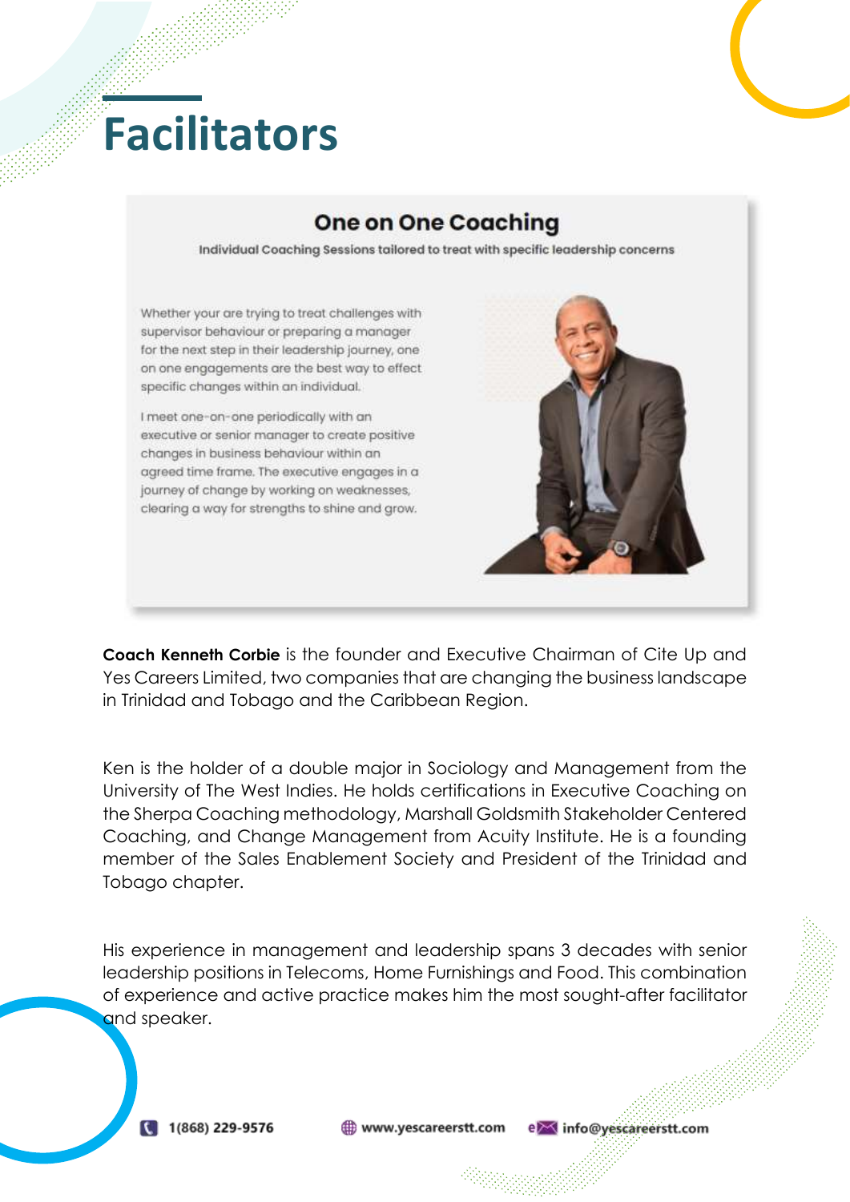# Facilitators

## One on One Coaching

Individual Coaching Sessions tailored to treat with specific leadership concerns

Whether your are trying to treat challenges with supervisor behaviour or preparing a manager for the next step in their leadership journey, one on one engagements are the best way to effect specific changes within an individual.

I meet one-on-one periodically with an executive or senior manager to create positive changes in business behaviour within an agreed time frame. The executive engages in a journey of change by working on weaknesses, clearing a way for strengths to shine and grow.

**Coach Kenneth Corbie** is the founder and Executive Chairman of Cite Up and Yes Careers Limited, two companies that are changing the business landscape in Trinidad and Tobago and the Caribbean Region.

Ken is the holder of a double major in Sociology and Management from the University of The West Indies. He holds certifications in Executive Coaching on the Sherpa Coaching methodology, Marshall Goldsmith Stakeholder Centered Coaching, and Change Management from Acuity Institute. He is a founding member of the Sales Enablement Society and President of the Trinidad and Tobago chapter.

His experience in management and leadership spans 3 decades with senior leadership positions in Telecoms, Home Furnishings and Food. This combination of experience and active practice makes him the most sought-after facilitator and speaker.

1(868) 229-9576 www.yescareerstt.com info@yescareerstt.com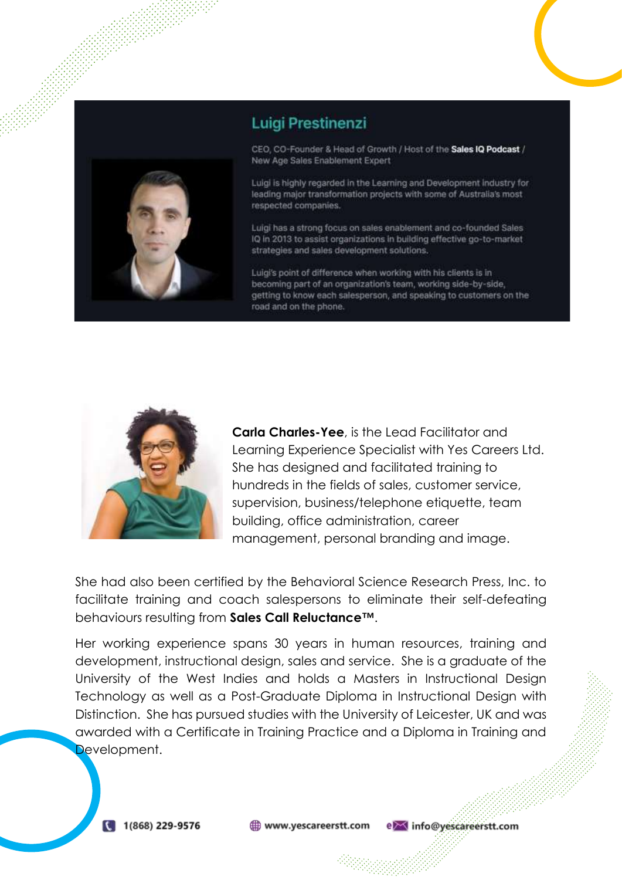## Luigi Prestinenzi

CEO, CO-Founder & Head of Growth / Host of the **Sales IQ Podcast** / New Age Sales Enablement Expert

Luigi is highly regarded in the Learning and Development industry for leading major transformation projects with some of Australia's most respected companies.

Luigi has a strong focus on sales enablement and co-founded Sales IQ in 2013 to assist organizations in building effective go-to-market strategies and sales development solutions.

Luigi's point of difference when working with his clients is in becoming part of an organization's team, working side-by-side, getting to know each salesperson, and speaking to customers on the road and on the phone.

**Carla Charles-Yee**, is the Lead Facilitator and Learning Experience Specialist with Yes Careers Ltd. She has designed and facilitated training to hundreds in the fields of sales, customer service, supervision, business/telephone etiquette, team building, office administration, career management, personal branding and image.

She had also been certified by the Behavioral Science Research Press, Inc. to facilitate training and coach salespersons to eliminate their self-defeating behaviours resulting from **Sales Call Reluctance™**.

Her working experience spans 30 years in human resources, training and development, instructional design, sales and service. She is a graduate of the University of the West Indies and holds a Masters in Instructional Design Technology as well as a Post-Graduate Diploma in Instructional Design with Distinction. She has pursued studies with the University of Leicester, UK and was awarded with a Certificate in Training Practice and a Diploma in Training and Development.

1(868) 229-9576 www.yescareerstt.com info@yescareerstt.com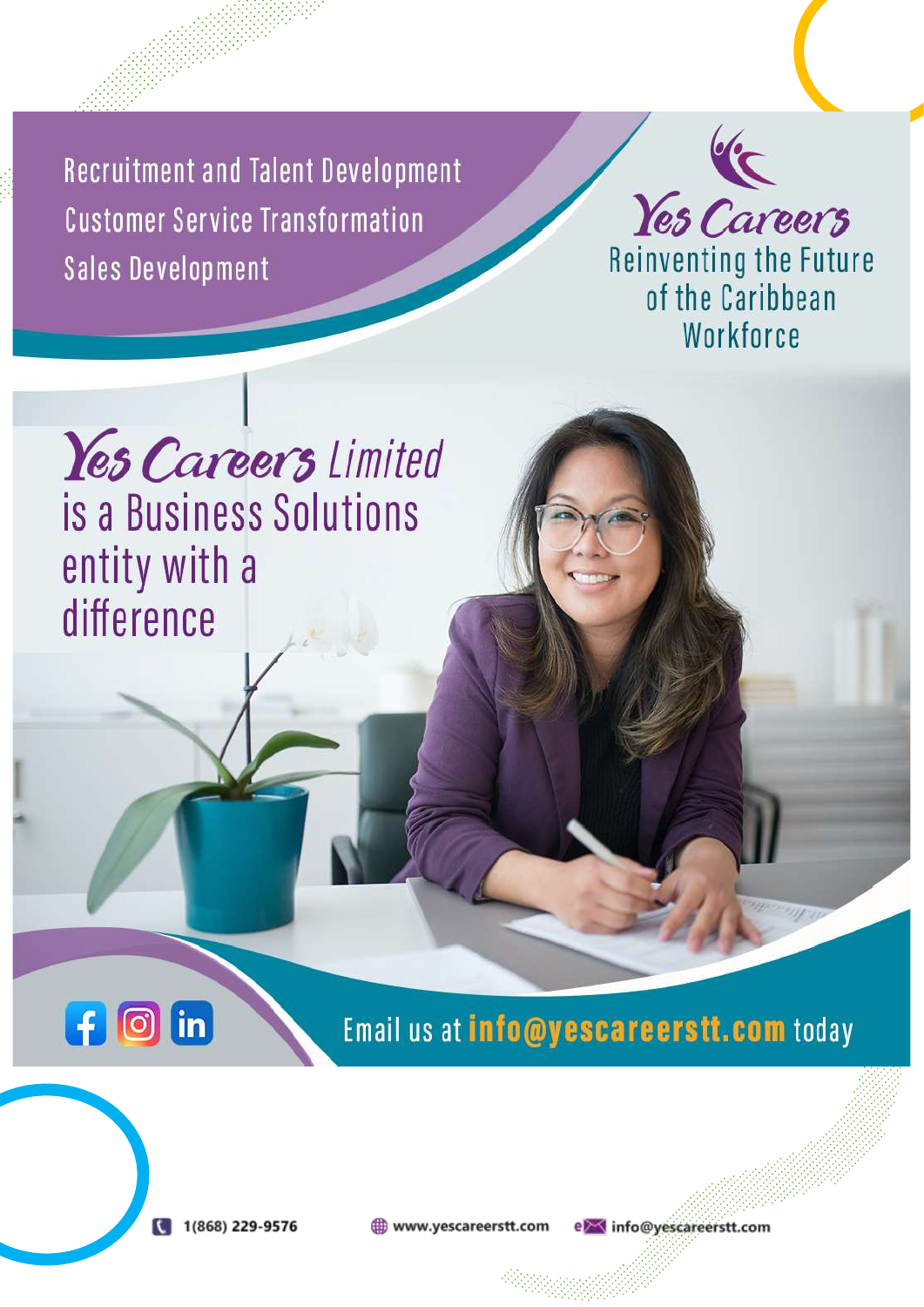Recruitment and Talent Development

Customer Service Transformation

Sales Development

**Yes Careers**

Reinventing the Future of the Caribbean Workforce

## *Yes Careers Limited* is a Business Solutions entity with a difference

Email us at **info@yescareerstt.com** today

1(868) 229-9576 www.yescareerstt.com info@yescareerstt.com